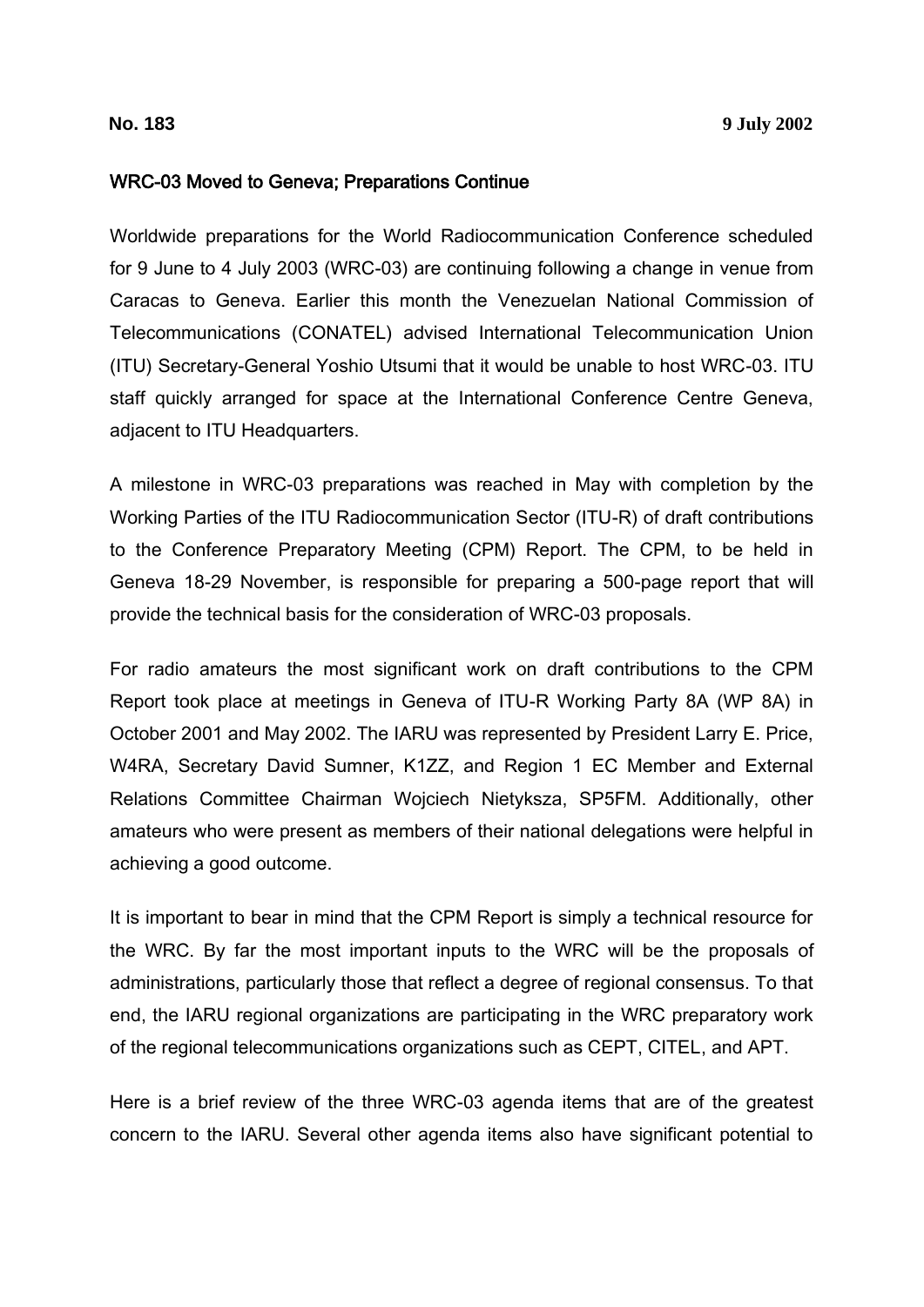**No. 183** **9 July 2002**

## WRC-03 Moved to Geneva; Preparations Continue

Worldwide preparations for the World Radiocommunication Conference scheduled for 9 June to 4 July 2003 (WRC-03) are continuing following a change in venue from Caracas to Geneva. Earlier this month the Venezuelan National Commission of Telecommunications (CONATEL) advised International Telecommunication Union (ITU) Secretary-General Yoshio Utsumi that it would be unable to host WRC-03. ITU staff quickly arranged for space at the International Conference Centre Geneva, adjacent to ITU Headquarters.

A milestone in WRC-03 preparations was reached in May with completion by the Working Parties of the ITU Radiocommunication Sector (ITU-R) of draft contributions to the Conference Preparatory Meeting (CPM) Report. The CPM, to be held in Geneva 18-29 November, is responsible for preparing a 500-page report that will provide the technical basis for the consideration of WRC-03 proposals.

For radio amateurs the most significant work on draft contributions to the CPM Report took place at meetings in Geneva of ITU-R Working Party 8A (WP 8A) in October 2001 and May 2002. The IARU was represented by President Larry E. Price, W4RA, Secretary David Sumner, K1ZZ, and Region 1 EC Member and External Relations Committee Chairman Wojciech Nietyksza, SP5FM. Additionally, other amateurs who were present as members of their national delegations were helpful in achieving a good outcome.

It is important to bear in mind that the CPM Report is simply a technical resource for the WRC. By far the most important inputs to the WRC will be the proposals of administrations, particularly those that reflect a degree of regional consensus. To that end, the IARU regional organizations are participating in the WRC preparatory work of the regional telecommunications organizations such as CEPT, CITEL, and APT.

Here is a brief review of the three WRC-03 agenda items that are of the greatest concern to the IARU. Several other agenda items also have significant potential to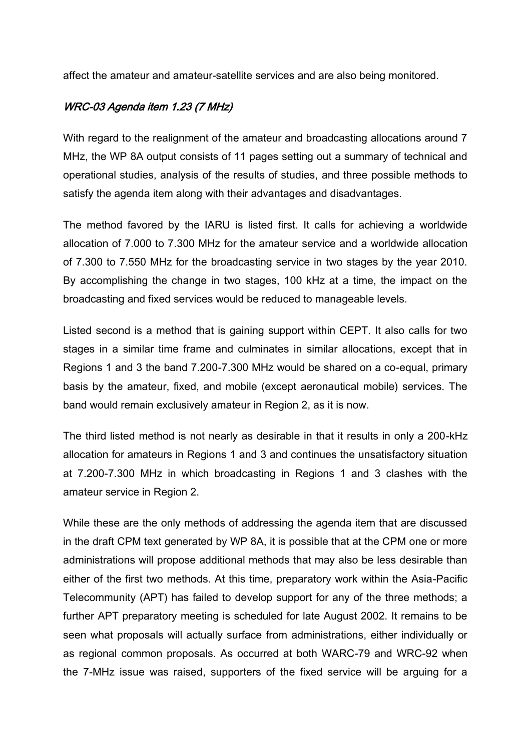affect the amateur and amateur-satellite services and are also being monitored.

### *WRC-03 Agenda item 1.23 (7 MHz)*

With regard to the realignment of the amateur and broadcasting allocations around 7 MHz, the WP 8A output consists of 11 pages setting out a summary of technical and operational studies, analysis of the results of studies, and three possible methods to satisfy the agenda item along with their advantages and disadvantages.

The method favored by the IARU is listed first. It calls for achieving a worldwide allocation of 7.000 to 7.300 MHz for the amateur service and a worldwide allocation of 7.300 to 7.550 MHz for the broadcasting service in two stages by the year 2010. By accomplishing the change in two stages, 100 kHz at a time, the impact on the broadcasting and fixed services would be reduced to manageable levels.

Listed second is a method that is gaining support within CEPT. It also calls for two stages in a similar time frame and culminates in similar allocations, except that in Regions 1 and 3 the band 7.200-7.300 MHz would be shared on a co-equal, primary basis by the amateur, fixed, and mobile (except aeronautical mobile) services. The band would remain exclusively amateur in Region 2, as it is now.

The third listed method is not nearly as desirable in that it results in only a 200-kHz allocation for amateurs in Regions 1 and 3 and continues the unsatisfactory situation at 7.200-7.300 MHz in which broadcasting in Regions 1 and 3 clashes with the amateur service in Region 2.

While these are the only methods of addressing the agenda item that are discussed in the draft CPM text generated by WP 8A, it is possible that at the CPM one or more administrations will propose additional methods that may also be less desirable than either of the first two methods. At this time, preparatory work within the Asia-Pacific Telecommunity (APT) has failed to develop support for any of the three methods; a further APT preparatory meeting is scheduled for late August 2002. It remains to be seen what proposals will actually surface from administrations, either individually or as regional common proposals. As occurred at both WARC-79 and WRC-92 when the 7-MHz issue was raised, supporters of the fixed service will be arguing for a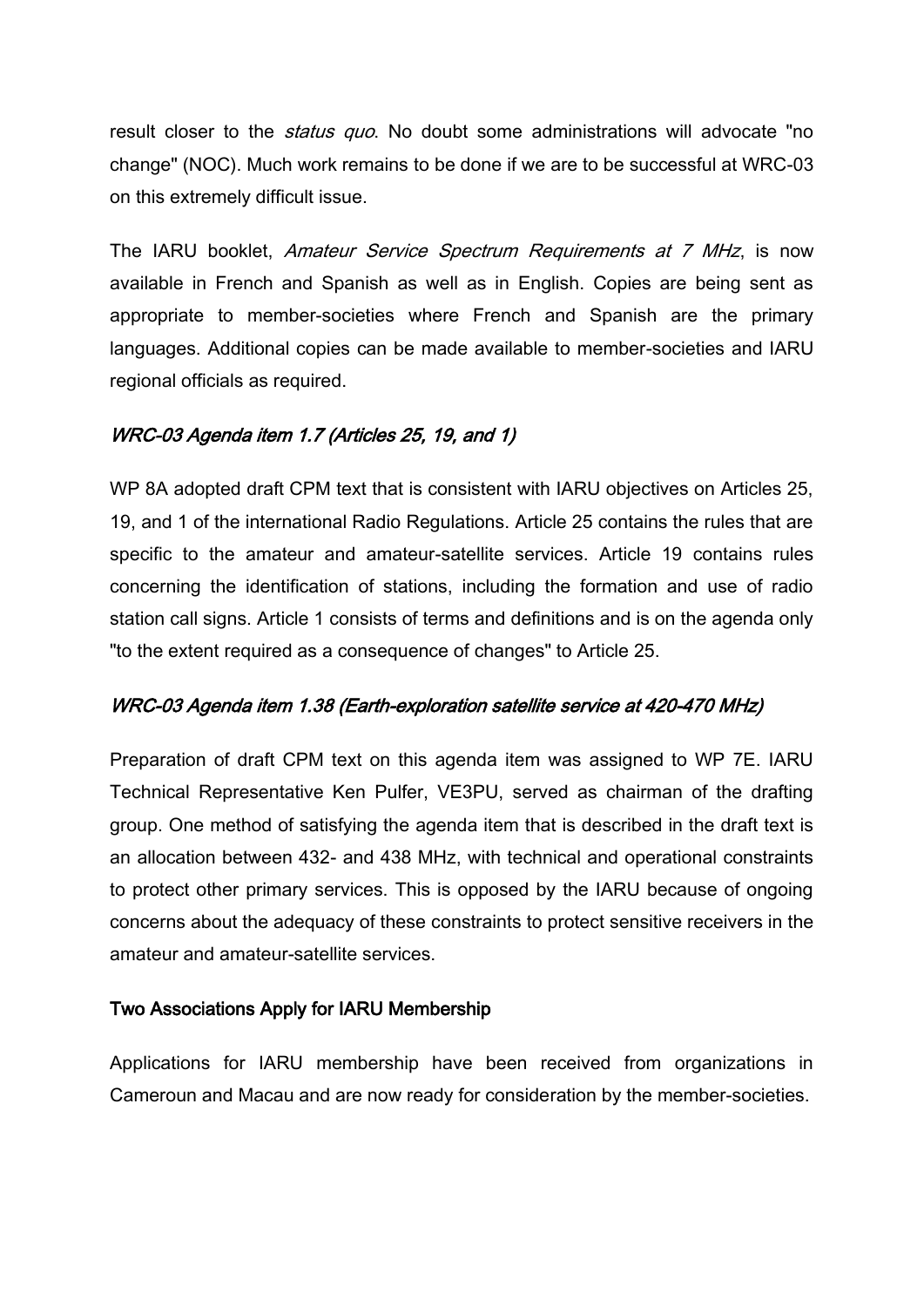result closer to the *status quo*. No doubt some administrations will advocate "no change" (NOC). Much work remains to be done if we are to be successful at WRC-03 on this extremely difficult issue.

The IARU booklet, *Amateur Service Spectrum Requirements at 7 MHz*, is now available in French and Spanish as well as in English. Copies are being sent as appropriate to member-societies where French and Spanish are the primary languages. Additional copies can be made available to member-societies and IARU regional officials as required.

### *WRC-03 Agenda item 1.7 (Articles 25, 19, and 1)*

WP 8A adopted draft CPM text that is consistent with IARU objectives on Articles 25, 19, and 1 of the international Radio Regulations. Article 25 contains the rules that are specific to the amateur and amateur-satellite services. Article 19 contains rules concerning the identification of stations, including the formation and use of radio station call signs. Article 1 consists of terms and definitions and is on the agenda only "to the extent required as a consequence of changes" to Article 25.

### *WRC-03 Agenda item 1.38 (Earth-exploration satellite service at 420-470 MHz)*

Preparation of draft CPM text on this agenda item was assigned to WP 7E. IARU Technical Representative Ken Pulfer, VE3PU, served as chairman of the drafting group. One method of satisfying the agenda item that is described in the draft text is an allocation between 432- and 438 MHz, with technical and operational constraints to protect other primary services. This is opposed by the IARU because of ongoing concerns about the adequacy of these constraints to protect sensitive receivers in the amateur and amateur-satellite services.

### Two Associations Apply for IARU Membership

Applications for IARU membership have been received from organizations in Cameroun and Macau and are now ready for consideration by the member-societies.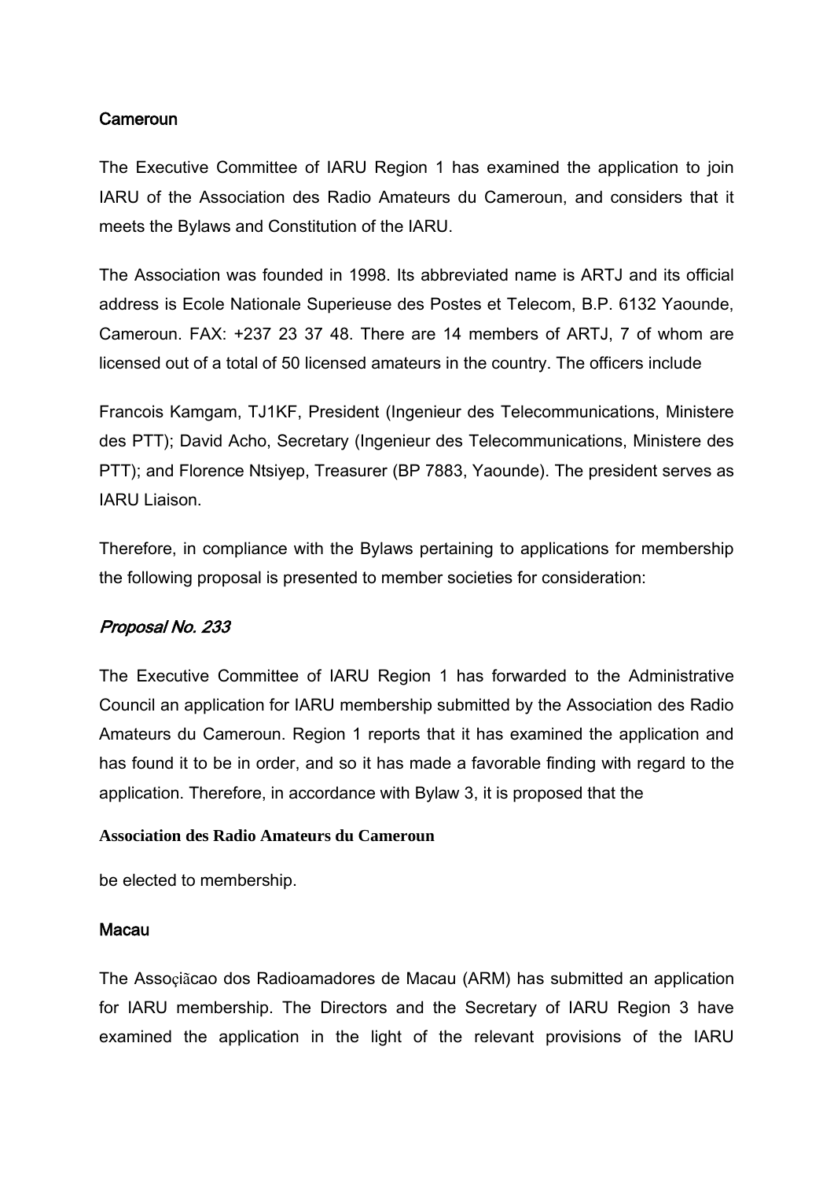### Cameroun

The Executive Committee of IARU Region 1 has examined the application to join IARU of the Association des Radio Amateurs du Cameroun, and considers that it meets the Bylaws and Constitution of the IARU.

The Association was founded in 1998. Its abbreviated name is ARTJ and its official address is Ecole Nationale Superieuse des Postes et Telecom, B.P. 6132 Yaounde, Cameroun. FAX: +237 23 37 48. There are 14 members of ARTJ, 7 of whom are licensed out of a total of 50 licensed amateurs in the country. The officers include

Francois Kamgam, TJ1KF, President (Ingenieur des Telecommunications, Ministere des PTT); David Acho, Secretary (Ingenieur des Telecommunications, Ministere des PTT); and Florence Ntsiyep, Treasurer (BP 7883, Yaounde). The president serves as IARU Liaison.

Therefore, in compliance with the Bylaws pertaining to applications for membership the following proposal is presented to member societies for consideration:

### *Proposal No. 233*

The Executive Committee of IARU Region 1 has forwarded to the Administrative Council an application for IARU membership submitted by the Association des Radio Amateurs du Cameroun. Region 1 reports that it has examined the application and has found it to be in order, and so it has made a favorable finding with regard to the application. Therefore, in accordance with Bylaw 3, it is proposed that the

**Association des Radio Amateurs du Cameroun**

be elected to membership.

### Macau

The Assoçiãcao dos Radioamadores de Macau (ARM) has submitted an application for IARU membership. The Directors and the Secretary of IARU Region 3 have examined the application in the light of the relevant provisions of the IARU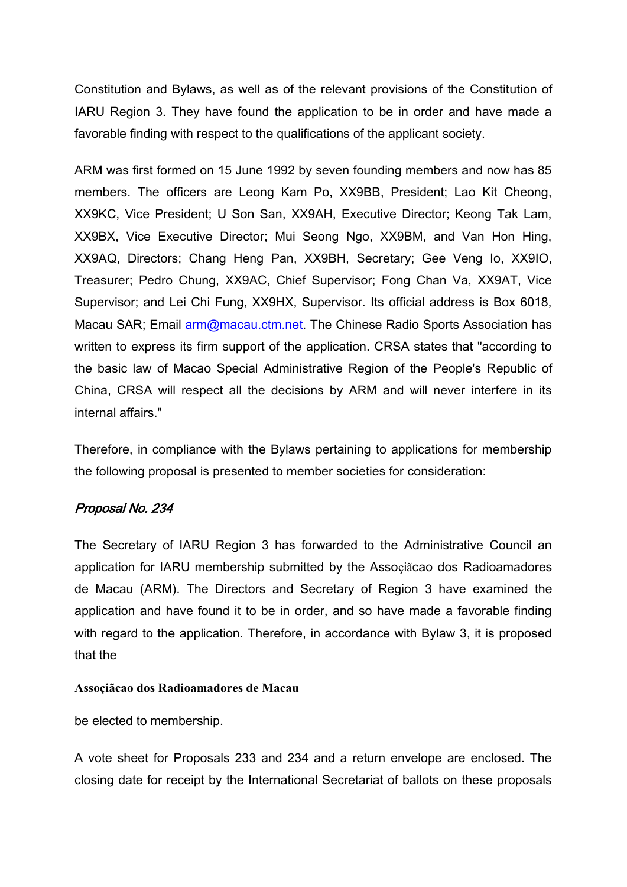Constitution and Bylaws, as well as of the relevant provisions of the Constitution of IARU Region 3. They have found the application to be in order and have made a favorable finding with respect to the qualifications of the applicant society.

ARM was first formed on 15 June 1992 by seven founding members and now has 85 members. The officers are Leong Kam Po, XX9BB, President; Lao Kit Cheong, XX9KC, Vice President; U Son San, XX9AH, Executive Director; Keong Tak Lam, XX9BX, Vice Executive Director; Mui Seong Ngo, XX9BM, and Van Hon Hing, XX9AQ, Directors; Chang Heng Pan, XX9BH, Secretary; Gee Veng Io, XX9IO, Treasurer; Pedro Chung, XX9AC, Chief Supervisor; Fong Chan Va, XX9AT, Vice Supervisor; and Lei Chi Fung, XX9HX, Supervisor. Its official address is Box 6018, Macau SAR; Email arm@macau.ctm.net. The Chinese Radio Sports Association has written to express its firm support of the application. CRSA states that "according to the basic law of Macao Special Administrative Region of the People's Republic of China, CRSA will respect all the decisions by ARM and will never interfere in its internal affairs."

Therefore, in compliance with the Bylaws pertaining to applications for membership the following proposal is presented to member societies for consideration:

### *Proposal No. 234*

The Secretary of IARU Region 3 has forwarded to the Administrative Council an application for IARU membership submitted by the Assoçiãcao dos Radioamadores de Macau (ARM). The Directors and Secretary of Region 3 have examined the application and have found it to be in order, and so have made a favorable finding with regard to the application. Therefore, in accordance with Bylaw 3, it is proposed that the

**Assoçiãcao dos Radioamadores de Macau**

be elected to membership.

A vote sheet for Proposals 233 and 234 and a return envelope are enclosed. The closing date for receipt by the International Secretariat of ballots on these proposals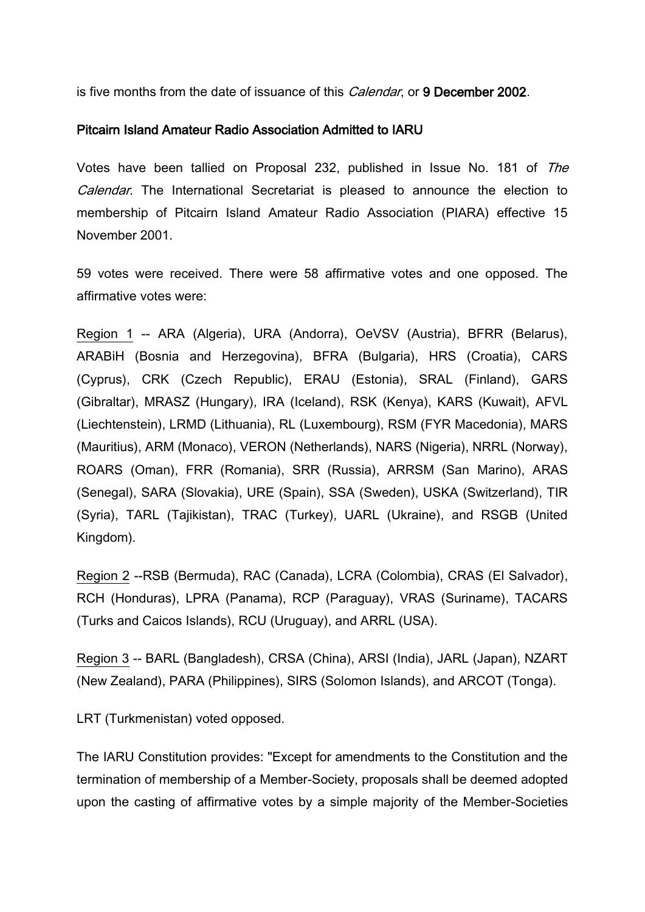is five months from the date of issuance of this *Calendar*, or **9 December 2002**.

## Pitcairn Island Amateur Radio Association Admitted to IARU

Votes have been tallied on Proposal 232, published in Issue No. 181 of *The Calendar*. The International Secretariat is pleased to announce the election to membership of Pitcairn Island Amateur Radio Association (PIARA) effective 15 November 2001.

59 votes were received. There were 58 affirmative votes and one opposed. The affirmative votes were:

Region 1 -- ARA (Algeria), URA (Andorra), OeVSV (Austria), BFRR (Belarus), ARABiH (Bosnia and Herzegovina), BFRA (Bulgaria), HRS (Croatia), CARS (Cyprus), CRK (Czech Republic), ERAU (Estonia), SRAL (Finland), GARS (Gibraltar), MRASZ (Hungary), IRA (Iceland), RSK (Kenya), KARS (Kuwait), AFVL (Liechtenstein), LRMD (Lithuania), RL (Luxembourg), RSM (FYR Macedonia), MARS (Mauritius), ARM (Monaco), VERON (Netherlands), NARS (Nigeria), NRRL (Norway), ROARS (Oman), FRR (Romania), SRR (Russia), ARRSM (San Marino), ARAS (Senegal), SARA (Slovakia), URE (Spain), SSA (Sweden), USKA (Switzerland), TIR (Syria), TARL (Tajikistan), TRAC (Turkey), UARL (Ukraine), and RSGB (United Kingdom).

Region 2 --RSB (Bermuda), RAC (Canada), LCRA (Colombia), CRAS (El Salvador), RCH (Honduras), LPRA (Panama), RCP (Paraguay), VRAS (Suriname), TACARS (Turks and Caicos Islands), RCU (Uruguay), and ARRL (USA).

Region 3 -- BARL (Bangladesh), CRSA (China), ARSI (India), JARL (Japan), NZART (New Zealand), PARA (Philippines), SIRS (Solomon Islands), and ARCOT (Tonga).

LRT (Turkmenistan) voted opposed.

The IARU Constitution provides: "Except for amendments to the Constitution and the termination of membership of a Member-Society, proposals shall be deemed adopted upon the casting of affirmative votes by a simple majority of the Member-Societies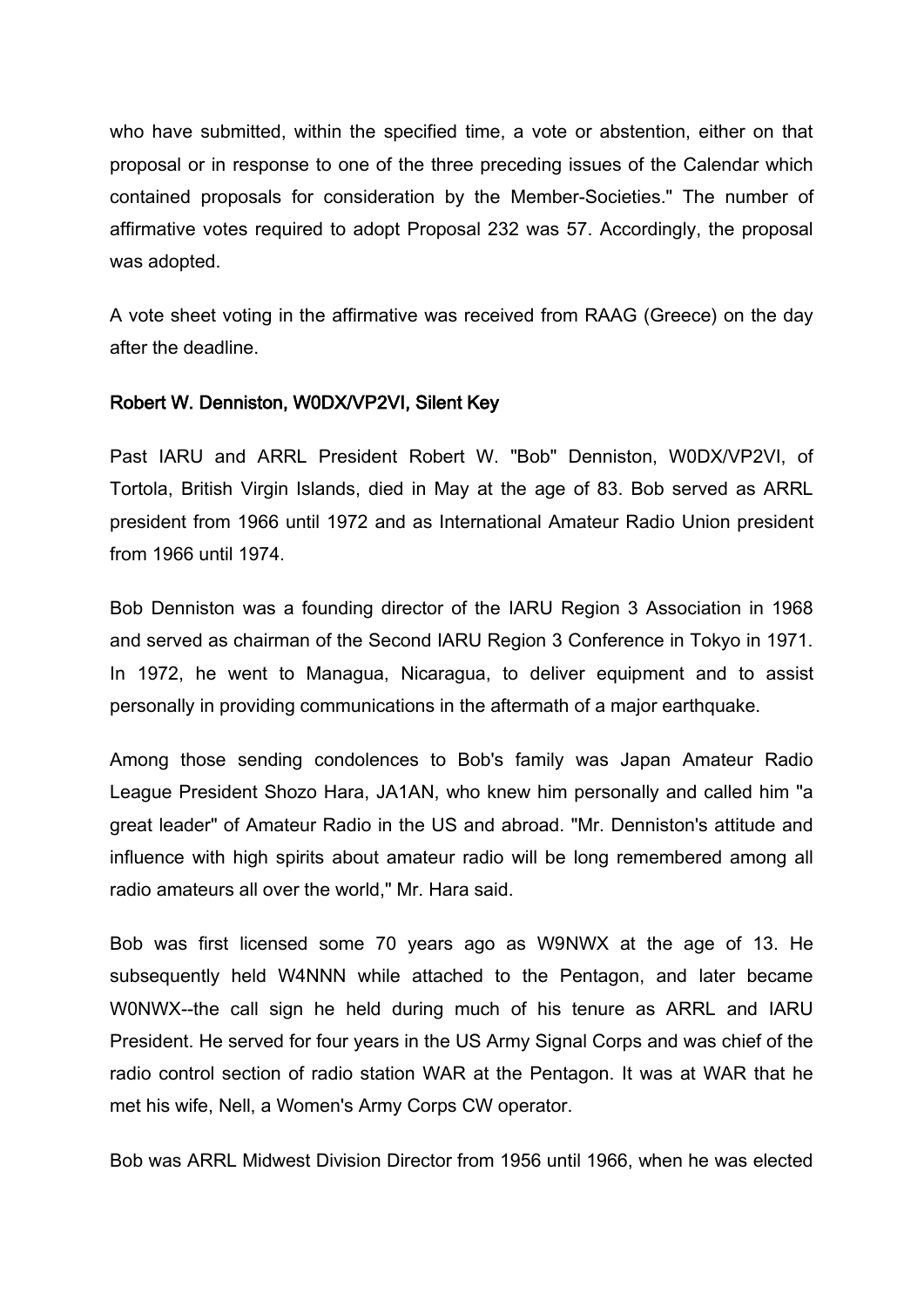who have submitted, within the specified time, a vote or abstention, either on that proposal or in response to one of the three preceding issues of the Calendar which contained proposals for consideration by the Member-Societies." The number of affirmative votes required to adopt Proposal 232 was 57. Accordingly, the proposal was adopted.

A vote sheet voting in the affirmative was received from RAAG (Greece) on the day after the deadline.

### Robert W. Denniston, W0DX/VP2VI, Silent Key

Past IARU and ARRL President Robert W. "Bob" Denniston, W0DX/VP2VI, of Tortola, British Virgin Islands, died in May at the age of 83. Bob served as ARRL president from 1966 until 1972 and as International Amateur Radio Union president from 1966 until 1974.

Bob Denniston was a founding director of the IARU Region 3 Association in 1968 and served as chairman of the Second IARU Region 3 Conference in Tokyo in 1971. In 1972, he went to Managua, Nicaragua, to deliver equipment and to assist personally in providing communications in the aftermath of a major earthquake.

Among those sending condolences to Bob's family was Japan Amateur Radio League President Shozo Hara, JA1AN, who knew him personally and called him "a great leader" of Amateur Radio in the US and abroad. "Mr. Denniston's attitude and influence with high spirits about amateur radio will be long remembered among all radio amateurs all over the world," Mr. Hara said.

Bob was first licensed some 70 years ago as W9NWX at the age of 13. He subsequently held W4NNN while attached to the Pentagon, and later became W0NWX--the call sign he held during much of his tenure as ARRL and IARU President. He served for four years in the US Army Signal Corps and was chief of the radio control section of radio station WAR at the Pentagon. It was at WAR that he met his wife, Nell, a Women's Army Corps CW operator.

Bob was ARRL Midwest Division Director from 1956 until 1966, when he was elected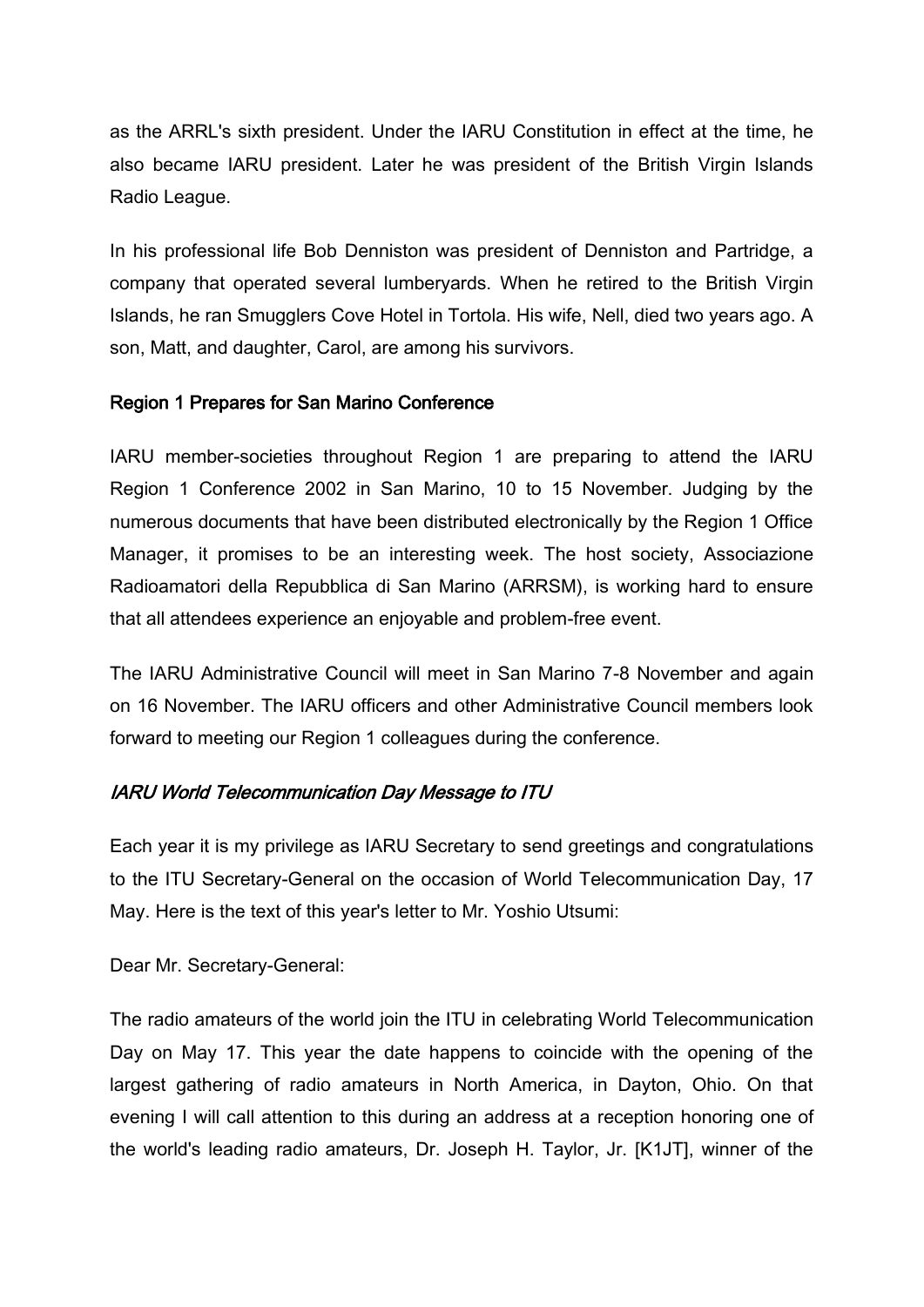as the ARRL's sixth president. Under the IARU Constitution in effect at the time, he also became IARU president. Later he was president of the British Virgin Islands Radio League.

In his professional life Bob Denniston was president of Denniston and Partridge, a company that operated several lumberyards. When he retired to the British Virgin Islands, he ran Smugglers Cove Hotel in Tortola. His wife, Nell, died two years ago. A son, Matt, and daughter, Carol, are among his survivors.

### Region 1 Prepares for San Marino Conference

IARU member-societies throughout Region 1 are preparing to attend the IARU Region 1 Conference 2002 in San Marino, 10 to 15 November. Judging by the numerous documents that have been distributed electronically by the Region 1 Office Manager, it promises to be an interesting week. The host society, Associazione Radioamatori della Repubblica di San Marino (ARRSM), is working hard to ensure that all attendees experience an enjoyable and problem-free event.

The IARU Administrative Council will meet in San Marino 7-8 November and again on 16 November. The IARU officers and other Administrative Council members look forward to meeting our Region 1 colleagues during the conference.

### *IARU World Telecommunication Day Message to ITU*

Each year it is my privilege as IARU Secretary to send greetings and congratulations to the ITU Secretary-General on the occasion of World Telecommunication Day, 17 May. Here is the text of this year's letter to Mr. Yoshio Utsumi:

Dear Mr. Secretary-General:

The radio amateurs of the world join the ITU in celebrating World Telecommunication Day on May 17. This year the date happens to coincide with the opening of the largest gathering of radio amateurs in North America, in Dayton, Ohio. On that evening I will call attention to this during an address at a reception honoring one of the world's leading radio amateurs, Dr. Joseph H. Taylor, Jr. [K1JT], winner of the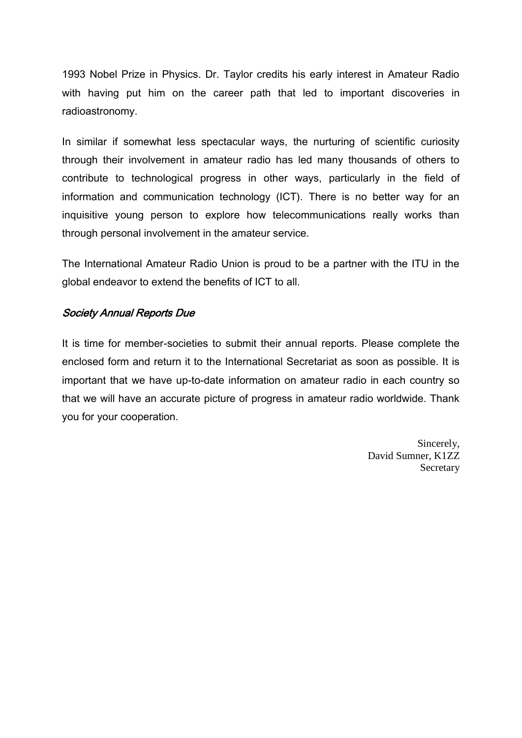1993 Nobel Prize in Physics. Dr. Taylor credits his early interest in Amateur Radio with having put him on the career path that led to important discoveries in radioastronomy.

In similar if somewhat less spectacular ways, the nurturing of scientific curiosity through their involvement in amateur radio has led many thousands of others to contribute to technological progress in other ways, particularly in the field of information and communication technology (ICT). There is no better way for an inquisitive young person to explore how telecommunications really works than through personal involvement in the amateur service.

The International Amateur Radio Union is proud to be a partner with the ITU in the global endeavor to extend the benefits of ICT to all.

### *Society Annual Reports Due*

It is time for member-societies to submit their annual reports. Please complete the enclosed form and return it to the International Secretariat as soon as possible. It is important that we have up-to-date information on amateur radio in each country so that we will have an accurate picture of progress in amateur radio worldwide. Thank you for your cooperation.

Sincerely,
David Sumner, K1ZZ
Secretary